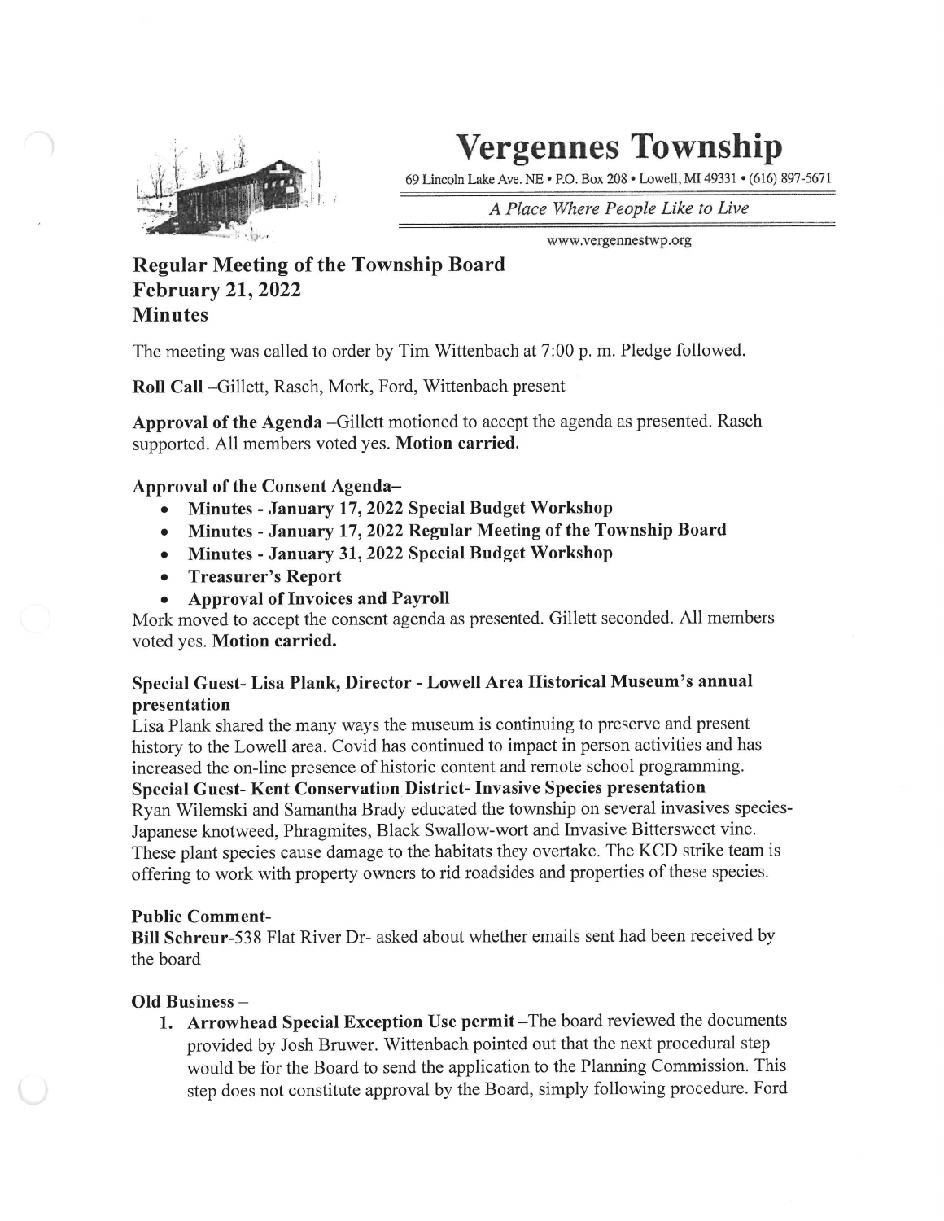# Vergennes Township

69 Lincoln Lake Ave. NE • P.O. Box 208 • Lowell, MI 49331 • (616) 897-5671

*A Place Where People Like to Live*

www.vergennestwp.org

## Regular Meeting of the Township Board
## February 21, 2022
## Minutes

The meeting was called to order by Tim Wittenbach at 7:00 p. m. Pledge followed.

**Roll Call** –Gillett, Rasch, Mork, Ford, Wittenbach present

**Approval of the Agenda** –Gillett motioned to accept the agenda as presented. Rasch supported. All members voted yes. **Motion carried.**

**Approval of the Consent Agenda–**

- **Minutes - January 17, 2022 Special Budget Workshop**
- **Minutes - January 17, 2022 Regular Meeting of the Township Board**
- **Minutes - January 31, 2022 Special Budget Workshop**
- **Treasurer's Report**
- **Approval of Invoices and Payroll**

Mork moved to accept the consent agenda as presented. Gillett seconded. All members voted yes. **Motion carried.**

**Special Guest- Lisa Plank, Director - Lowell Area Historical Museum's annual presentation**

Lisa Plank shared the many ways the museum is continuing to preserve and present history to the Lowell area. Covid has continued to impact in person activities and has increased the on-line presence of historic content and remote school programming.

**Special Guest- Kent Conservation District- Invasive Species presentation**

Ryan Wilemski and Samantha Brady educated the township on several invasives species- Japanese knotweed, Phragmites, Black Swallow-wort and Invasive Bittersweet vine. These plant species cause damage to the habitats they overtake. The KCD strike team is offering to work with property owners to rid roadsides and properties of these species.

**Public Comment-**

**Bill Schreur**-538 Flat River Dr- asked about whether emails sent had been received by the board

**Old Business –**

1. **Arrowhead Special Exception Use permit** –The board reviewed the documents provided by Josh Bruwer. Wittenbach pointed out that the next procedural step would be for the Board to send the application to the Planning Commission. This step does not constitute approval by the Board, simply following procedure. Ford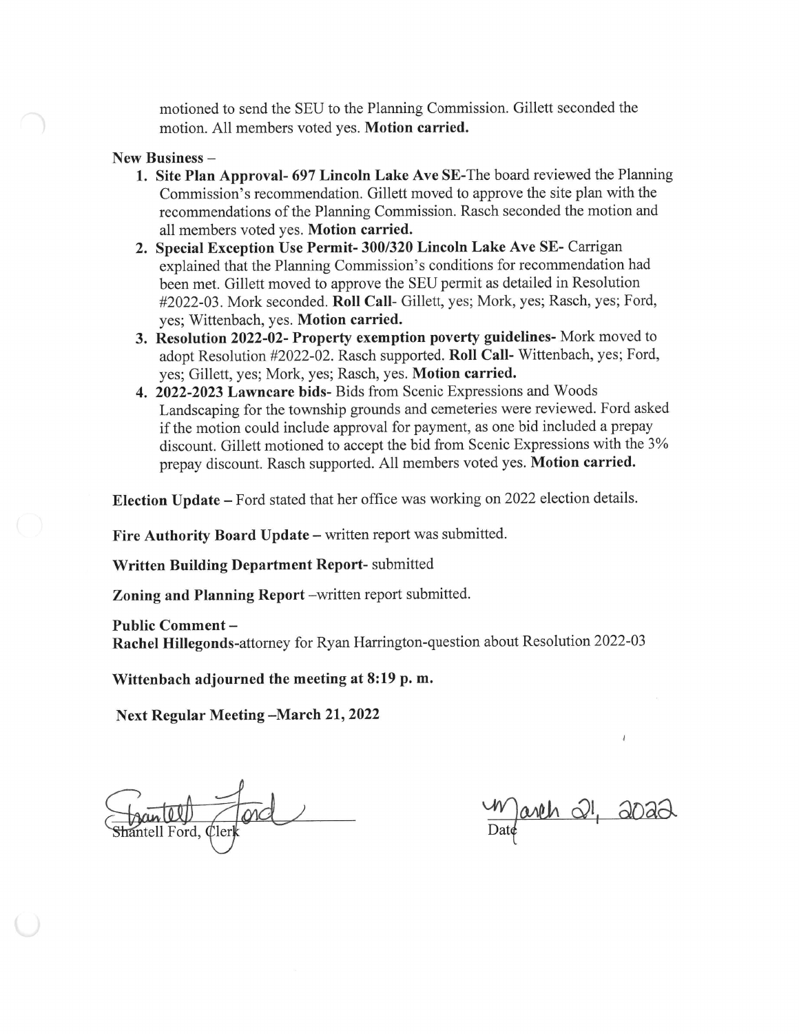motioned to send the SEU to the Planning Commission. Gillett seconded the motion. All members voted yes. **Motion carried.**

**New Business –**

1. **Site Plan Approval- 697 Lincoln Lake Ave SE**-The board reviewed the Planning Commission's recommendation. Gillett moved to approve the site plan with the recommendations of the Planning Commission. Rasch seconded the motion and all members voted yes. **Motion carried.**
2. **Special Exception Use Permit- 300/320 Lincoln Lake Ave SE-** Carrigan explained that the Planning Commission's conditions for recommendation had been met. Gillett moved to approve the SEU permit as detailed in Resolution #2022-03. Mork seconded. **Roll Call**- Gillett, yes; Mork, yes; Rasch, yes; Ford, yes; Wittenbach, yes. **Motion carried.**
3. **Resolution 2022-02- Property exemption poverty guidelines-** Mork moved to adopt Resolution #2022-02. Rasch supported. **Roll Call-** Wittenbach, yes; Ford, yes; Gillett, yes; Mork, yes; Rasch, yes. **Motion carried.**
4. **2022-2023 Lawncare bids**- Bids from Scenic Expressions and Woods Landscaping for the township grounds and cemeteries were reviewed. Ford asked if the motion could include approval for payment, as one bid included a prepay discount. Gillett motioned to accept the bid from Scenic Expressions with the 3% prepay discount. Rasch supported. All members voted yes. **Motion carried.**

**Election Update –** Ford stated that her office was working on 2022 election details.

**Fire Authority Board Update –** written report was submitted.

**Written Building Department Report-** submitted

**Zoning and Planning Report** –written report submitted.

**Public Comment –**
**Rachel Hillegonds**-attorney for Ryan Harrington-question about Resolution 2022-03

**Wittenbach adjourned the meeting at 8:19 p. m.**

**Next Regular Meeting –March 21, 2022**

Shantell Ford, Clerk

March 21, 2022
Date